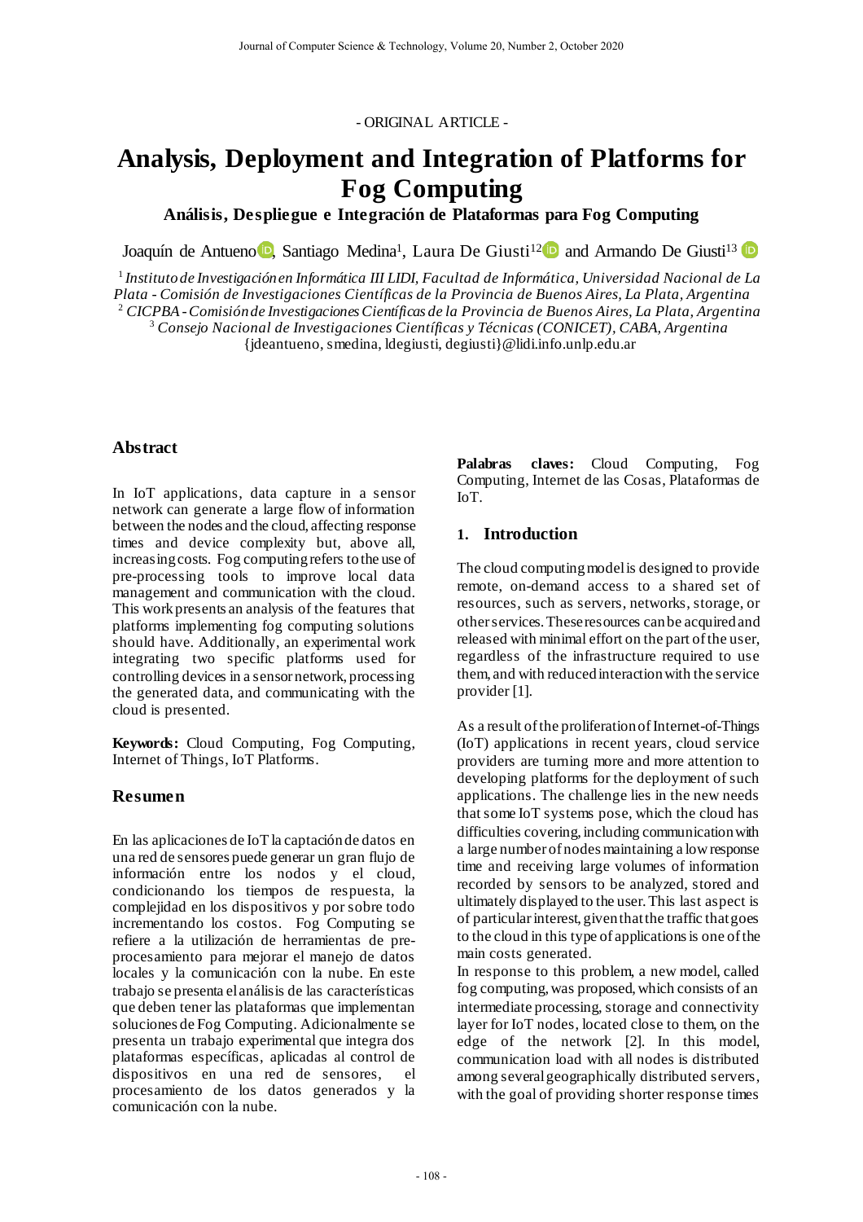- ORIGINAL ARTICLE -

# Analysis, Deployment and Integration of Platforms for Fog Computing

### Análisis, Despliegue e Integración de Plataformas para Fog Computing

Joaquín de Antueno[1], Santiago Medina[1], Laura De Giusti[1,2] and Armando De Giusti[1,3]

[1] *Instituto de Investigación en Informática III LIDI, Facultad de Informática, Universidad Nacional de La Plata - Comisión de Investigaciones Científicas de la Provincia de Buenos Aires, La Plata, Argentina*
[2] *CICPBA - Comisión de Investigaciones Científicas de la Provincia de Buenos Aires, La Plata, Argentina*
[3] *Consejo Nacional de Investigaciones Científicas y Técnicas (CONICET), CABA, Argentina*
{jdeantueno, smedina, ldegiusti, degiusti}@lidi.info.unlp.edu.ar

## Abstract

In IoT applications, data capture in a sensor network can generate a large flow of information between the nodes and the cloud, affecting response times and device complexity but, above all, increasing costs. Fog computing refers to the use of pre-processing tools to improve local data management and communication with the cloud. This work presents an analysis of the features that platforms implementing fog computing solutions should have. Additionally, an experimental work integrating two specific platforms used for controlling devices in a sensor network, processing the generated data, and communicating with the cloud is presented.

**Keywords:** Cloud Computing, Fog Computing, Internet of Things, IoT Platforms.

## Resumen

En las aplicaciones de IoT la captación de datos en una red de sensores puede generar un gran flujo de información entre los nodos y el cloud, condicionando los tiempos de respuesta, la complejidad en los dispositivos y por sobre todo incrementando los costos. Fog Computing se refiere a la utilización de herramientas de pre-procesamiento para mejorar el manejo de datos locales y la comunicación con la nube. En este trabajo se presenta el análisis de las características que deben tener las plataformas que implementan soluciones de Fog Computing. Adicionalmente se presenta un trabajo experimental que integra dos plataformas específicas, aplicadas al control de dispositivos en una red de sensores, el procesamiento de los datos generados y la comunicación con la nube.

**Palabras claves:** Cloud Computing, Fog Computing, Internet de las Cosas, Plataformas de IoT.

## 1. Introduction

The cloud computing model is designed to provide remote, on-demand access to a shared set of resources, such as servers, networks, storage, or other services. These resources can be acquired and released with minimal effort on the part of the user, regardless of the infrastructure required to use them, and with reduced interaction with the service provider [1].

As a result of the proliferation of Internet-of-Things (IoT) applications in recent years, cloud service providers are turning more and more attention to developing platforms for the deployment of such applications. The challenge lies in the new needs that some IoT systems pose, which the cloud has difficulties covering, including communication with a large number of nodes maintaining a low response time and receiving large volumes of information recorded by sensors to be analyzed, stored and ultimately displayed to the user. This last aspect is of particular interest, given that the traffic that goes to the cloud in this type of applications is one of the main costs generated.

In response to this problem, a new model, called fog computing, was proposed, which consists of an intermediate processing, storage and connectivity layer for IoT nodes, located close to them, on the edge of the network [2]. In this model, communication load with all nodes is distributed among several geographically distributed servers, with the goal of providing shorter response times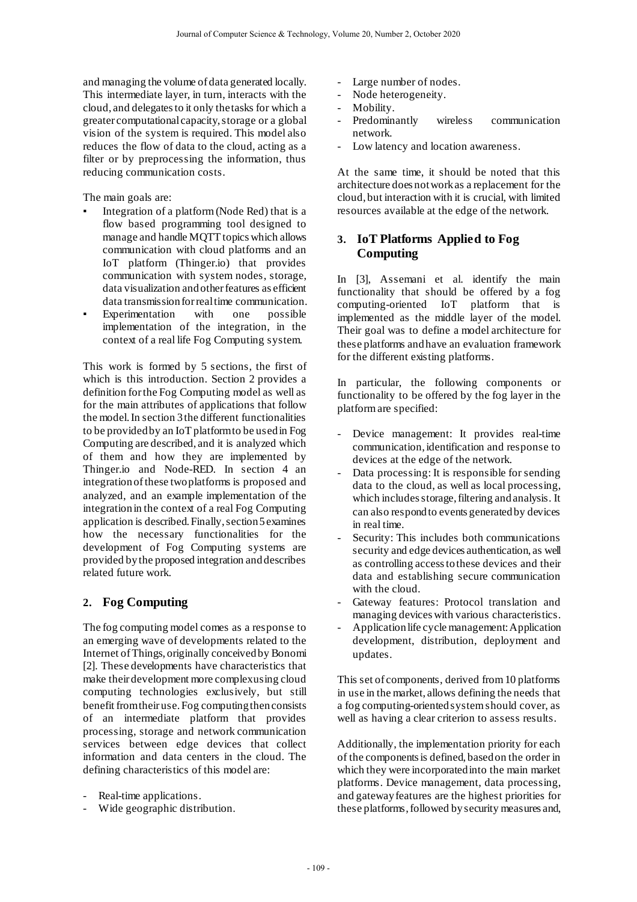and managing the volume of data generated locally. This intermediate layer, in turn, interacts with the cloud, and delegates to it only the tasks for which a greater computational capacity, storage or a global vision of the system is required. This model also reduces the flow of data to the cloud, acting as a filter or by preprocessing the information, thus reducing communication costs.

The main goals are:

- Integration of a platform (Node Red) that is a flow based programming tool designed to manage and handle MQTT topics which allows communication with cloud platforms and an IoT platform (Thinger.io) that provides communication with system nodes, storage, data visualization and other features as efficient data transmission for real time communication.
- Experimentation with one possible implementation of the integration, in the context of a real life Fog Computing system.

This work is formed by 5 sections, the first of which is this introduction. Section 2 provides a definition for the Fog Computing model as well as for the main attributes of applications that follow the model. In section 3 the different functionalities to be provided by an IoT platform to be used in Fog Computing are described, and it is analyzed which of them and how they are implemented by Thinger.io and Node-RED. In section 4 an integration of these two platforms is proposed and analyzed, and an example implementation of the integration in the context of a real Fog Computing application is described. Finally, section 5 examines how the necessary functionalities for the development of Fog Computing systems are provided by the proposed integration and describes related future work.

## 2. Fog Computing

The fog computing model comes as a response to an emerging wave of developments related to the Internet of Things, originally conceived by Bonomi [2]. These developments have characteristics that make their development more complex using cloud computing technologies exclusively, but still benefit from their use. Fog computing then consists of an intermediate platform that provides processing, storage and network communication services between edge devices that collect information and data centers in the cloud. The defining characteristics of this model are:

- Real-time applications.
- Wide geographic distribution.
- Large number of nodes.
- Node heterogeneity.
- Mobility.
- Predominantly wireless communication network.
- Low latency and location awareness.

At the same time, it should be noted that this architecture does not work as a replacement for the cloud, but interaction with it is crucial, with limited resources available at the edge of the network.

## 3. IoT Platforms Applied to Fog Computing

In [3], Assemani et al. identify the main functionality that should be offered by a fog computing-oriented IoT platform that is implemented as the middle layer of the model. Their goal was to define a model architecture for these platforms and have an evaluation framework for the different existing platforms.

In particular, the following components or functionality to be offered by the fog layer in the platform are specified:

- Device management: It provides real-time communication, identification and response to devices at the edge of the network.
- Data processing: It is responsible for sending data to the cloud, as well as local processing, which includes storage, filtering and analysis. It can also respond to events generated by devices in real time.
- Security: This includes both communications security and edge devices authentication, as well as controlling access to these devices and their data and establishing secure communication with the cloud.
- Gateway features: Protocol translation and managing devices with various characteristics.
- Application life cycle management: Application development, distribution, deployment and updates.

This set of components, derived from 10 platforms in use in the market, allows defining the needs that a fog computing-oriented system should cover, as well as having a clear criterion to assess results.

Additionally, the implementation priority for each of the components is defined, based on the order in which they were incorporated into the main market platforms. Device management, data processing, and gateway features are the highest priorities for these platforms, followed by security measures and,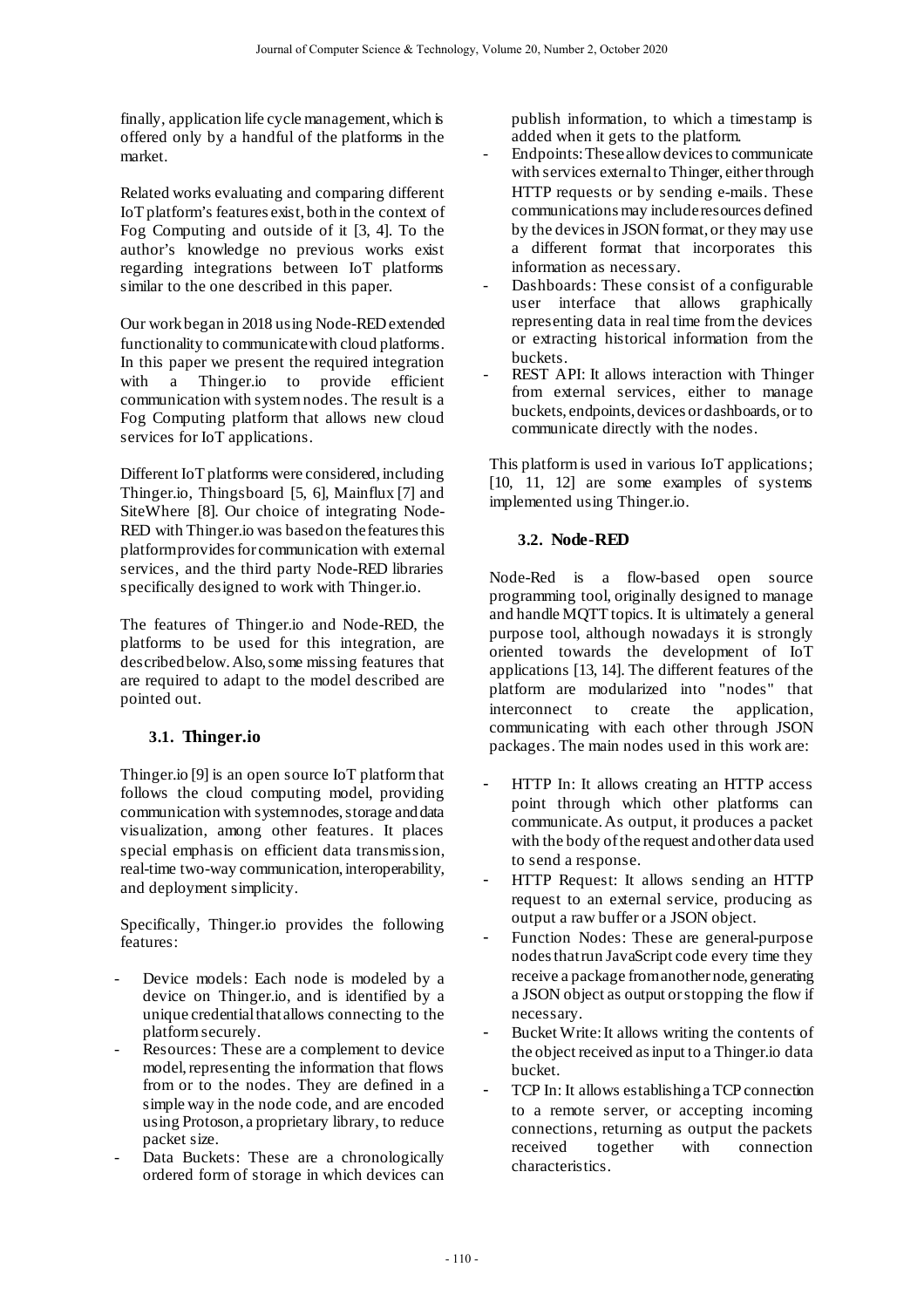finally, application life cycle management, which is offered only by a handful of the platforms in the market.

Related works evaluating and comparing different IoT platform's features exist, both in the context of Fog Computing and outside of it [3, 4]. To the author's knowledge no previous works exist regarding integrations between IoT platforms similar to the one described in this paper.

Our work began in 2018 using Node-RED extended functionality to communicate with cloud platforms. In this paper we present the required integration with a Thinger.io to provide efficient communication with system nodes. The result is a Fog Computing platform that allows new cloud services for IoT applications.

Different IoT platforms were considered, including Thinger.io, Thingsboard [5, 6], Mainflux [7] and SiteWhere [8]. Our choice of integrating Node-RED with Thinger.io was based on the features this platform provides for communication with external services, and the third party Node-RED libraries specifically designed to work with Thinger.io.

The features of Thinger.io and Node-RED, the platforms to be used for this integration, are described below. Also, some missing features that are required to adapt to the model described are pointed out.

### 3.1. Thinger.io

Thinger.io [9] is an open source IoT platform that follows the cloud computing model, providing communication with system nodes, storage and data visualization, among other features. It places special emphasis on efficient data transmission, real-time two-way communication, interoperability, and deployment simplicity.

Specifically, Thinger.io provides the following features:

- Device models: Each node is modeled by a device on Thinger.io, and is identified by a unique credential that allows connecting to the platform securely.
- Resources: These are a complement to device model, representing the information that flows from or to the nodes. They are defined in a simple way in the node code, and are encoded using Protoson, a proprietary library, to reduce packet size.
- Data Buckets: These are a chronologically ordered form of storage in which devices can publish information, to which a timestamp is added when it gets to the platform.
- Endpoints: These allow devices to communicate with services external to Thinger, either through HTTP requests or by sending e-mails. These communications may include resources defined by the devices in JSON format, or they may use a different format that incorporates this information as necessary.
- Dashboards: These consist of a configurable user interface that allows graphically representing data in real time from the devices or extracting historical information from the buckets.
- REST API: It allows interaction with Thinger from external services, either to manage buckets, endpoints, devices or dashboards, or to communicate directly with the nodes.

This platform is used in various IoT applications; [10, 11, 12] are some examples of systems implemented using Thinger.io.

### 3.2. Node-RED

Node-Red is a flow-based open source programming tool, originally designed to manage and handle MQTT topics. It is ultimately a general purpose tool, although nowadays it is strongly oriented towards the development of IoT applications [13, 14]. The different features of the platform are modularized into "nodes" that interconnect to create the application, communicating with each other through JSON packages. The main nodes used in this work are:

- HTTP In: It allows creating an HTTP access point through which other platforms can communicate. As output, it produces a packet with the body of the request and other data used to send a response.
- HTTP Request: It allows sending an HTTP request to an external service, producing as output a raw buffer or a JSON object.
- Function Nodes: These are general-purpose nodes that run JavaScript code every time they receive a package from another node, generating a JSON object as output or stopping the flow if necessary.
- Bucket Write: It allows writing the contents of the object received as input to a Thinger.io data bucket.
- TCP In: It allows establishing a TCP connection to a remote server, or accepting incoming connections, returning as output the packets received together with connection characteristics.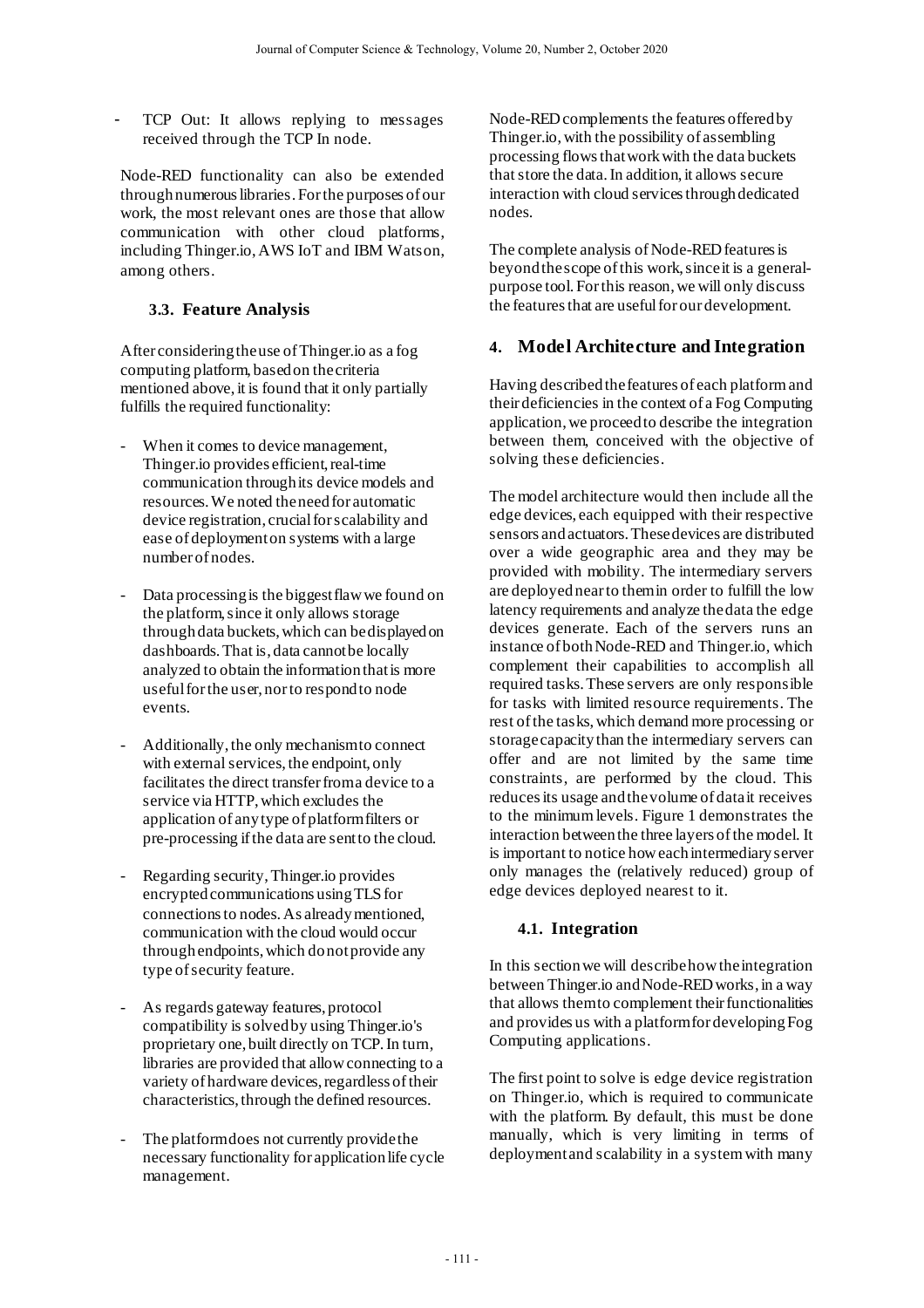- TCP Out: It allows replying to messages received through the TCP In node.

Node-RED functionality can also be extended through numerous libraries. For the purposes of our work, the most relevant ones are those that allow communication with other cloud platforms, including Thinger.io, AWS IoT and IBM Watson, among others.

### 3.3. Feature Analysis

After considering the use of Thinger.io as a fog computing platform, based on the criteria mentioned above, it is found that it only partially fulfills the required functionality:

- When it comes to device management, Thinger.io provides efficient, real-time communication through its device models and resources. We noted the need for automatic device registration, crucial for scalability and ease of deployment on systems with a large number of nodes.

- Data processing is the biggest flaw we found on the platform, since it only allows storage through data buckets, which can be displayed on dashboards. That is, data cannot be locally analyzed to obtain the information that is more useful for the user, nor to respond to node events.

- Additionally, the only mechanism to connect with external services, the endpoint, only facilitates the direct transfer from a device to a service via HTTP, which excludes the application of any type of platform filters or pre-processing if the data are sent to the cloud.

- Regarding security, Thinger.io provides encrypted communications using TLS for connections to nodes. As already mentioned, communication with the cloud would occur through endpoints, which do not provide any type of security feature.

- As regards gateway features, protocol compatibility is solved by using Thinger.io's proprietary one, built directly on TCP. In turn, libraries are provided that allow connecting to a variety of hardware devices, regardless of their characteristics, through the defined resources.

- The platform does not currently provide the necessary functionality for application life cycle management.

Node-RED complements the features offered by Thinger.io, with the possibility of assembling processing flows that work with the data buckets that store the data. In addition, it allows secure interaction with cloud services through dedicated nodes.

The complete analysis of Node-RED features is beyond the scope of this work, since it is a general-purpose tool. For this reason, we will only discuss the features that are useful for our development.

## 4. Model Architecture and Integration

Having described the features of each platform and their deficiencies in the context of a Fog Computing application, we proceed to describe the integration between them, conceived with the objective of solving these deficiencies.

The model architecture would then include all the edge devices, each equipped with their respective sensors and actuators. These devices are distributed over a wide geographic area and they may be provided with mobility. The intermediary servers are deployed near to them in order to fulfill the low latency requirements and analyze the data the edge devices generate. Each of the servers runs an instance of both Node-RED and Thinger.io, which complement their capabilities to accomplish all required tasks. These servers are only responsible for tasks with limited resource requirements. The rest of the tasks, which demand more processing or storage capacity than the intermediary servers can offer and are not limited by the same time constraints, are performed by the cloud. This reduces its usage and the volume of data it receives to the minimum levels. Figure 1 demonstrates the interaction between the three layers of the model. It is important to notice how each intermediary server only manages the (relatively reduced) group of edge devices deployed nearest to it.

### 4.1. Integration

In this section we will describe how the integration between Thinger.io and Node-RED works, in a way that allows them to complement their functionalities and provides us with a platform for developing Fog Computing applications.

The first point to solve is edge device registration on Thinger.io, which is required to communicate with the platform. By default, this must be done manually, which is very limiting in terms of deployment and scalability in a system with many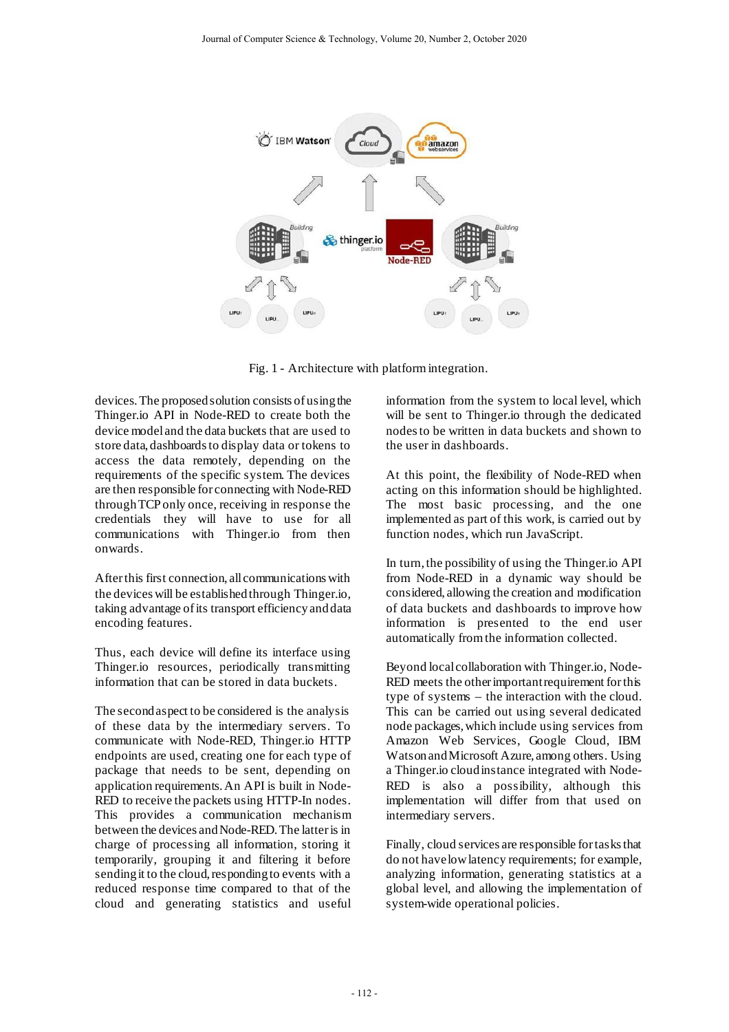Fig. 1 - Architecture with platform integration.

devices. The proposed solution consists of using the Thinger.io API in Node-RED to create both the device model and the data buckets that are used to store data, dashboards to display data or tokens to access the data remotely, depending on the requirements of the specific system. The devices are then responsible for connecting with Node-RED through TCP only once, receiving in response the credentials they will have to use for all communications with Thinger.io from then onwards.

After this first connection, all communications with the devices will be established through Thinger.io, taking advantage of its transport efficiency and data encoding features.

Thus, each device will define its interface using Thinger.io resources, periodically transmitting information that can be stored in data buckets.

The second aspect to be considered is the analysis of these data by the intermediary servers. To communicate with Node-RED, Thinger.io HTTP endpoints are used, creating one for each type of package that needs to be sent, depending on application requirements. An API is built in Node-RED to receive the packets using HTTP-In nodes. This provides a communication mechanism between the devices and Node-RED. The latter is in charge of processing all information, storing it temporarily, grouping it and filtering it before sending it to the cloud, responding to events with a reduced response time compared to that of the cloud and generating statistics and useful information from the system to local level, which will be sent to Thinger.io through the dedicated nodes to be written in data buckets and shown to the user in dashboards.

At this point, the flexibility of Node-RED when acting on this information should be highlighted. The most basic processing, and the one implemented as part of this work, is carried out by function nodes, which run JavaScript.

In turn, the possibility of using the Thinger.io API from Node-RED in a dynamic way should be considered, allowing the creation and modification of data buckets and dashboards to improve how information is presented to the end user automatically from the information collected.

Beyond local collaboration with Thinger.io, Node-RED meets the other important requirement for this type of systems – the interaction with the cloud. This can be carried out using several dedicated node packages, which include using services from Amazon Web Services, Google Cloud, IBM Watson and Microsoft Azure, among others. Using a Thinger.io cloud instance integrated with Node-RED is also a possibility, although this implementation will differ from that used on intermediary servers.

Finally, cloud services are responsible for tasks that do not have low latency requirements; for example, analyzing information, generating statistics at a global level, and allowing the implementation of system-wide operational policies.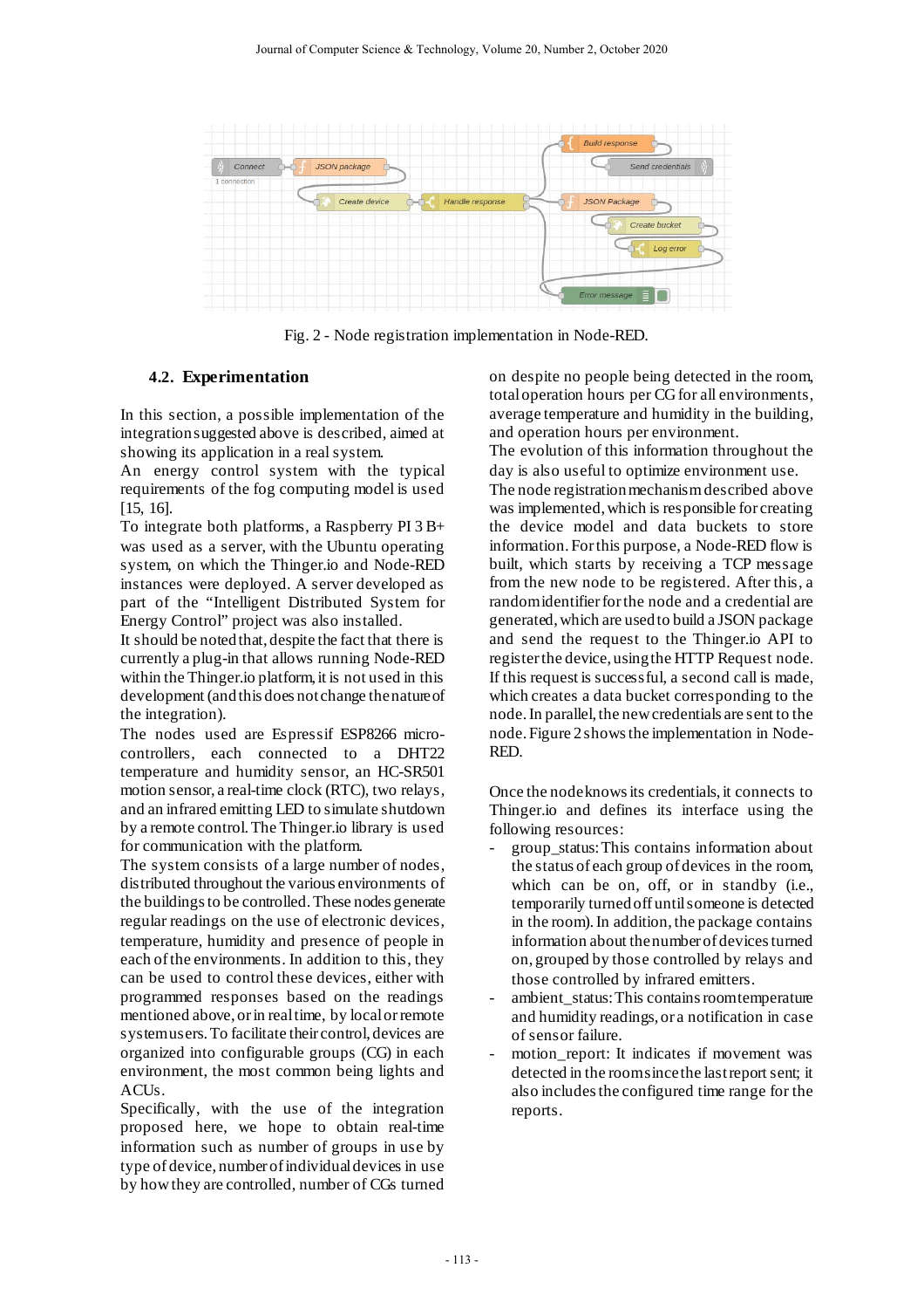Fig. 2 - Node registration implementation in Node-RED.

## 4.2. Experimentation

In this section, a possible implementation of the integration suggested above is described, aimed at showing its application in a real system.

An energy control system with the typical requirements of the fog computing model is used [15, 16].

To integrate both platforms, a Raspberry PI 3 B+ was used as a server, with the Ubuntu operating system, on which the Thinger.io and Node-RED instances were deployed. A server developed as part of the "Intelligent Distributed System for Energy Control" project was also installed.

It should be noted that, despite the fact that there is currently a plug-in that allows running Node-RED within the Thinger.io platform, it is not used in this development (and this does not change the nature of the integration).

The nodes used are Espressif ESP8266 micro-controllers, each connected to a DHT22 temperature and humidity sensor, an HC-SR501 motion sensor, a real-time clock (RTC), two relays, and an infrared emitting LED to simulate shutdown by a remote control. The Thinger.io library is used for communication with the platform.

The system consists of a large number of nodes, distributed throughout the various environments of the buildings to be controlled. These nodes generate regular readings on the use of electronic devices, temperature, humidity and presence of people in each of the environments. In addition to this, they can be used to control these devices, either with programmed responses based on the readings mentioned above, or in real time, by local or remote system users. To facilitate their control, devices are organized into configurable groups (CG) in each environment, the most common being lights and ACUs.

Specifically, with the use of the integration proposed here, we hope to obtain real-time information such as number of groups in use by type of device, number of individual devices in use by how they are controlled, number of CGs turned on despite no people being detected in the room, total operation hours per CG for all environments, average temperature and humidity in the building, and operation hours per environment.

The evolution of this information throughout the day is also useful to optimize environment use.

The node registration mechanism described above was implemented, which is responsible for creating the device model and data buckets to store information. For this purpose, a Node-RED flow is built, which starts by receiving a TCP message from the new node to be registered. After this, a random identifier for the node and a credential are generated, which are used to build a JSON package and send the request to the Thinger.io API to register the device, using the HTTP Request node. If this request is successful, a second call is made, which creates a data bucket corresponding to the node. In parallel, the new credentials are sent to the node. Figure 2 shows the implementation in Node-RED.

Once the node knows its credentials, it connects to Thinger.io and defines its interface using the following resources:

- group_status: This contains information about the status of each group of devices in the room, which can be on, off, or in standby (i.e., temporarily turned off until someone is detected in the room). In addition, the package contains information about the number of devices turned on, grouped by those controlled by relays and those controlled by infrared emitters.
- ambient_status: This contains room temperature and humidity readings, or a notification in case of sensor failure.
- motion_report: It indicates if movement was detected in the room since the last report sent; it also includes the configured time range for the reports.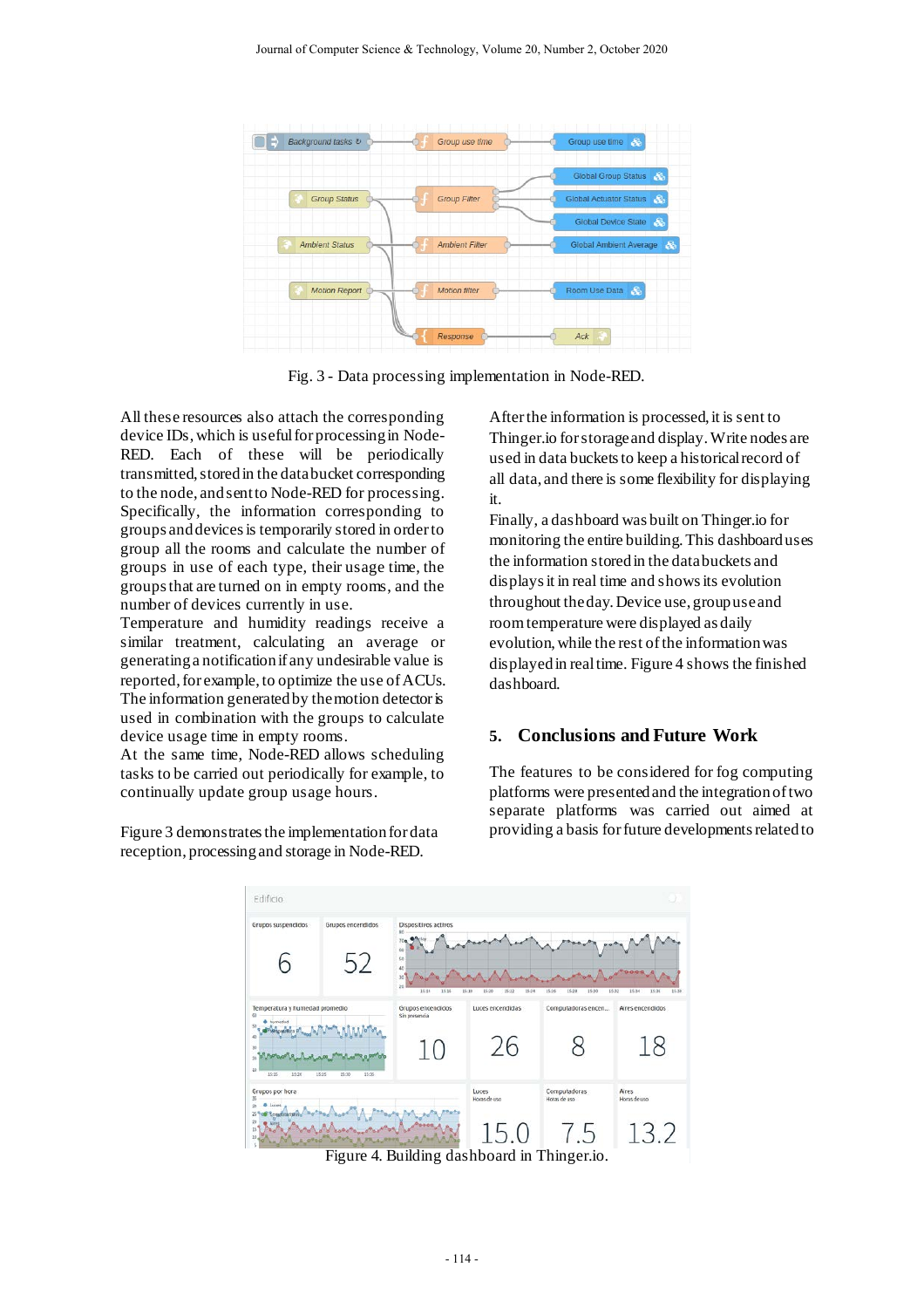Fig. 3 - Data processing implementation in Node-RED.

All these resources also attach the corresponding device IDs, which is useful for processing in Node-RED. Each of these will be periodically transmitted, stored in the data bucket corresponding to the node, and sent to Node-RED for processing. Specifically, the information corresponding to groups and devices is temporarily stored in order to group all the rooms and calculate the number of groups in use of each type, their usage time, the groups that are turned on in empty rooms, and the number of devices currently in use.

Temperature and humidity readings receive a similar treatment, calculating an average or generating a notification if any undesirable value is reported, for example, to optimize the use of ACUs. The information generated by the motion detector is used in combination with the groups to calculate device usage time in empty rooms.

At the same time, Node-RED allows scheduling tasks to be carried out periodically for example, to continually update group usage hours.

Figure 3 demonstrates the implementation for data reception, processing and storage in Node-RED.

After the information is processed, it is sent to Thinger.io for storage and display. Write nodes are used in data buckets to keep a historical record of all data, and there is some flexibility for displaying it.

Finally, a dashboard was built on Thinger.io for monitoring the entire building. This dashboard uses the information stored in the data buckets and displays it in real time and shows its evolution throughout the day. Device use, group use and room temperature were displayed as daily evolution, while the rest of the information was displayed in real time. Figure 4 shows the finished dashboard.

## 5. Conclusions and Future Work

The features to be considered for fog computing platforms were presented and the integration of two separate platforms was carried out aimed at providing a basis for future developments related to

Figure 4. Building dashboard in Thinger.io.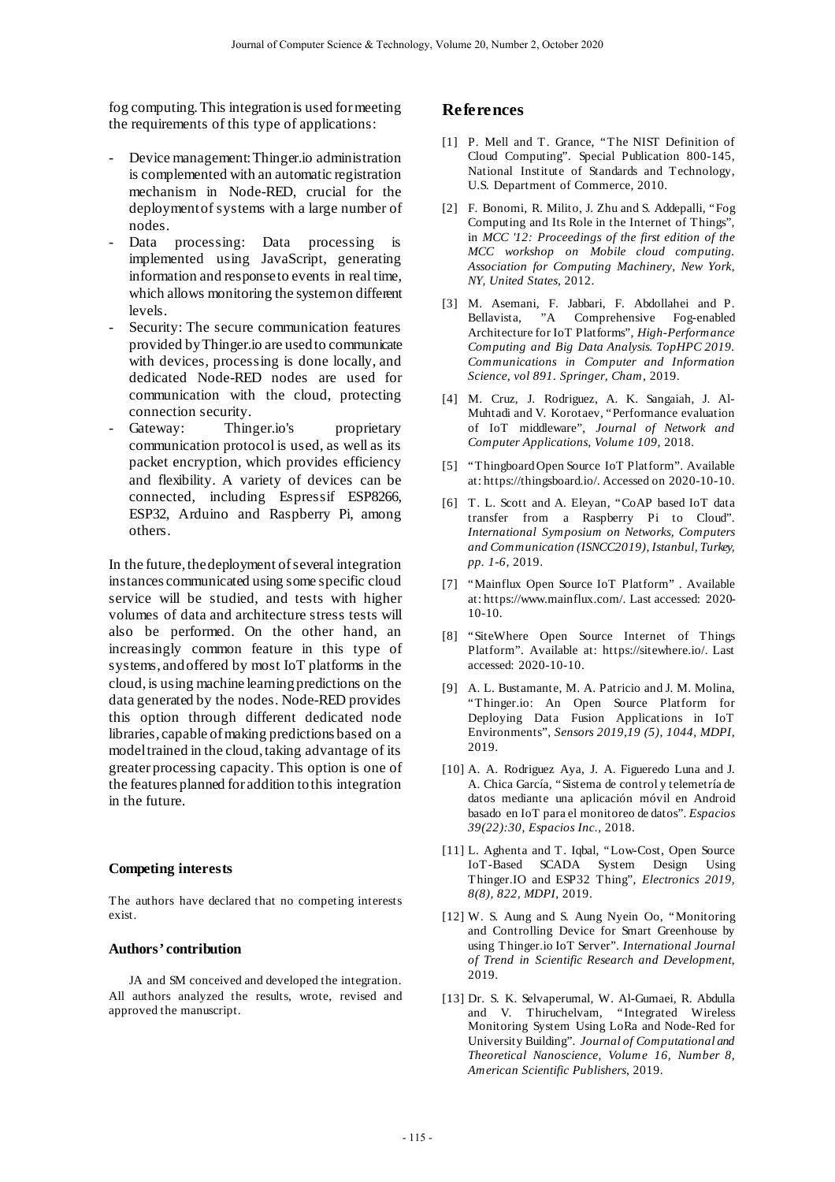fog computing. This integration is used for meeting the requirements of this type of applications:

- Device management: Thinger.io administration is complemented with an automatic registration mechanism in Node-RED, crucial for the deployment of systems with a large number of nodes.
- Data processing: Data processing is implemented using JavaScript, generating information and response to events in real time, which allows monitoring the system on different levels.
- Security: The secure communication features provided by Thinger.io are used to communicate with devices, processing is done locally, and dedicated Node-RED nodes are used for communication with the cloud, protecting connection security.
- Gateway: Thinger.io's proprietary communication protocol is used, as well as its packet encryption, which provides efficiency and flexibility. A variety of devices can be connected, including Espressif ESP8266, ESP32, Arduino and Raspberry Pi, among others.

In the future, the deployment of several integration instances communicated using some specific cloud service will be studied, and tests with higher volumes of data and architecture stress tests will also be performed. On the other hand, an increasingly common feature in this type of systems, and offered by most IoT platforms in the cloud, is using machine learning predictions on the data generated by the nodes. Node-RED provides this option through different dedicated node libraries, capable of making predictions based on a model trained in the cloud, taking advantage of its greater processing capacity. This option is one of the features planned for addition to this integration in the future.

### Competing interests

The authors have declared that no competing interests exist.

### Authors' contribution

JA and SM conceived and developed the integration. All authors analyzed the results, wrote, revised and approved the manuscript.

## References

[1] P. Mell and T. Grance, "The NIST Definition of Cloud Computing". Special Publication 800-145, National Institute of Standards and Technology, U.S. Department of Commerce, 2010.

[2] F. Bonomi, R. Milito, J. Zhu and S. Addepalli, "Fog Computing and Its Role in the Internet of Things", in *MCC '12: Proceedings of the first edition of the MCC workshop on Mobile cloud computing. Association for Computing Machinery, New York, NY, United States*, 2012.

[3] M. Asemani, F. Jabbari, F. Abdollahei and P. Bellavista, "A Comprehensive Fog-enabled Architecture for IoT Platforms", *High-Performance Computing and Big Data Analysis. TopHPC 2019. Communications in Computer and Information Science, vol 891. Springer, Cham*, 2019.

[4] M. Cruz, J. Rodriguez, A. K. Sangaiah, J. Al-Muhtadi and V. Korotaev, "Performance evaluation of IoT middleware", *Journal of Network and Computer Applications, Volume 109*, 2018.

[5] "Thingboard Open Source IoT Platform". Available at: https://thingsboard.io/. Accessed on 2020-10-10.

[6] T. L. Scott and A. Eleyan, "CoAP based IoT data transfer from a Raspberry Pi to Cloud". *International Symposium on Networks, Computers and Communication (ISNCC2019), Istanbul, Turkey, pp. 1-6*, 2019.

[7] "Mainflux Open Source IoT Platform" . Available at: https://www.mainflux.com/. Last accessed: 2020-10-10.

[8] "SiteWhere Open Source Internet of Things Platform". Available at: https://sitewhere.io/. Last accessed: 2020-10-10.

[9] A. L. Bustamante, M. A. Patricio and J. M. Molina, "Thinger.io: An Open Source Platform for Deploying Data Fusion Applications in IoT Environments", *Sensors 2019,19 (5), 1044, MDPI*, 2019.

[10] A. A. Rodriguez Aya, J. A. Figueredo Luna and J. A. Chica García, "Sistema de control y telemetría de datos mediante una aplicación móvil en Android basado en IoT para el monitoreo de datos". *Espacios 39(22):30, Espacios Inc.*, 2018.

[11] L. Aghenta and T. Iqbal, "Low-Cost, Open Source IoT-Based SCADA System Design Using Thinger.IO and ESP32 Thing", *Electronics 2019, 8(8), 822, MDPI*, 2019.

[12] W. S. Aung and S. Aung Nyein Oo, "Monitoring and Controlling Device for Smart Greenhouse by using Thinger.io IoT Server". *International Journal of Trend in Scientific Research and Development*, 2019.

[13] Dr. S. K. Selvaperumal, W. Al-Gumaei, R. Abdulla and V. Thiruchelvam, "Integrated Wireless Monitoring System Using LoRa and Node-Red for University Building". *Journal of Computational and Theoretical Nanoscience, Volume 16, Number 8, American Scientific Publishers*, 2019.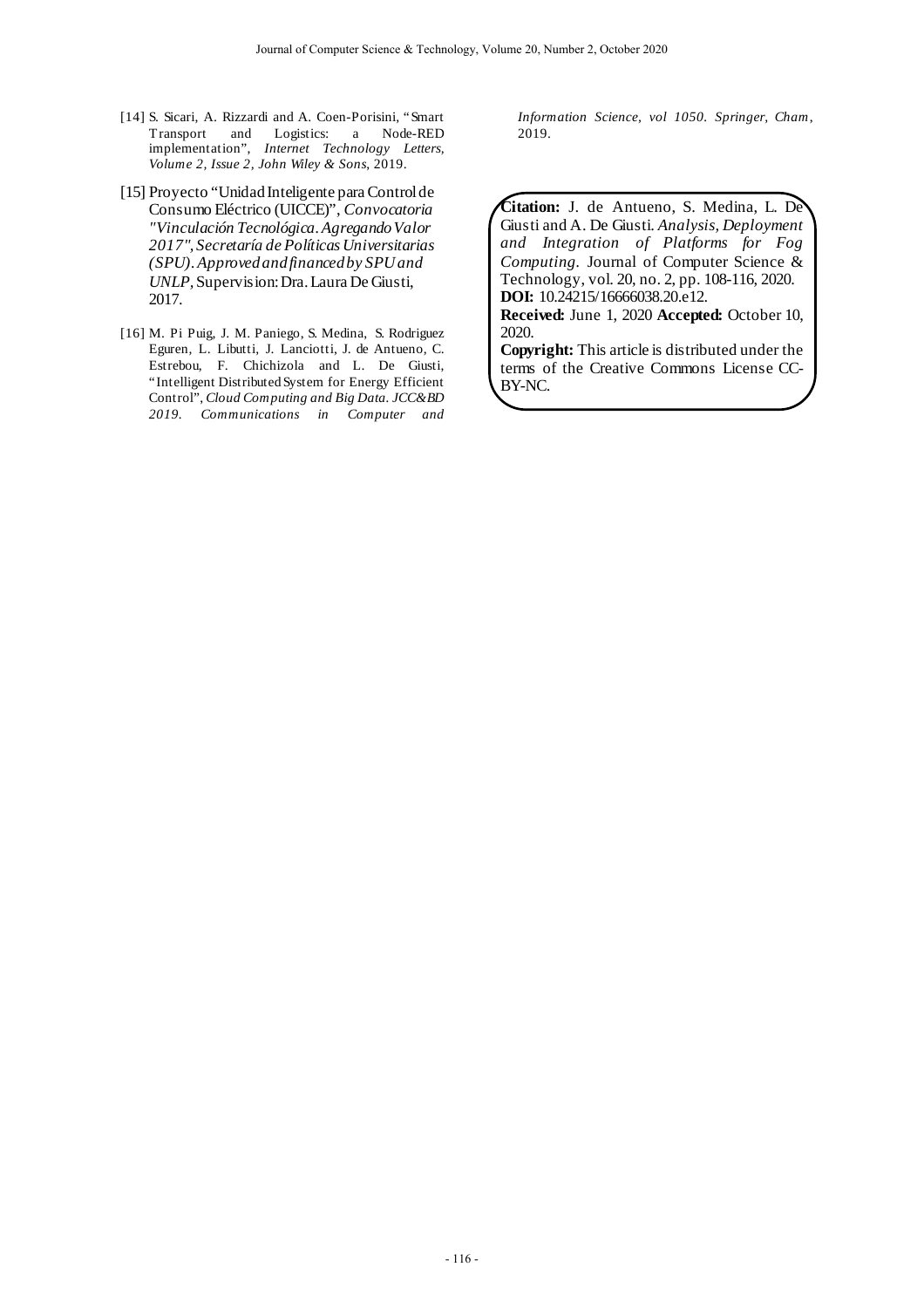[14] S. Sicari, A. Rizzardi and A. Coen-Porisini, "Smart Transport and Logistics: a Node-RED implementation", *Internet Technology Letters, Volume 2, Issue 2, John Wiley & Sons*, 2019.

[15] Proyecto "Unidad Inteligente para Control de Consumo Eléctrico (UICCE)", *Convocatoria "Vinculación Tecnológica. Agregando Valor 2017", Secretaría de Políticas Universitarias (SPU). Approved and financed by SPU and UNLP*, Supervision: Dra. Laura De Giusti, 2017.

[16] M. Pi Puig, J. M. Paniego, S. Medina, S. Rodriguez Eguren, L. Libutti, J. Lanciotti, J. de Antueno, C. Estrebou, F. Chichizola and L. De Giusti, "Intelligent Distributed System for Energy Efficient Control", *Cloud Computing and Big Data. JCC&BD 2019. Communications in Computer and Information Science, vol 1050. Springer, Cham*, 2019.

**Citation:** J. de Antueno, S. Medina, L. De Giusti and A. De Giusti. *Analysis, Deployment and Integration of Platforms for Fog Computing*. Journal of Computer Science & Technology, vol. 20, no. 2, pp. 108-116, 2020.
**DOI:** 10.24215/16666038.20.e12.
**Received:** June 1, 2020 **Accepted:** October 10, 2020.
**Copyright:** This article is distributed under the terms of the Creative Commons License CC-BY-NC.